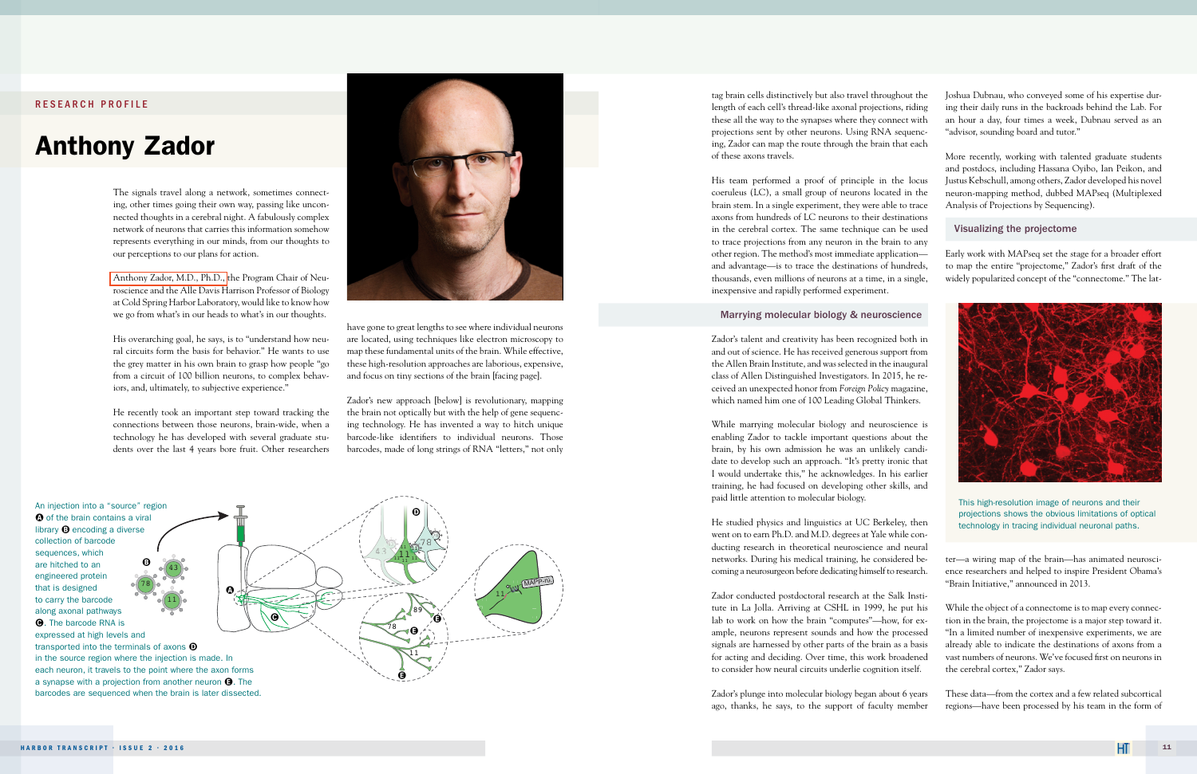RESEARCH PROFILE

# Anthony Zador

The signals travel along a network, sometimes connecting, other times going their own way, passing like unconnected thoughts in a cerebral night. A fabulously complex network of neurons that carries this information somehow represents everything in our minds, from our thoughts to our perceptions to our plans for action.

Anthony Zador, M.D., Ph.D., the Program Chair of Neuroscience and the Alle Davis Harrison Professor of Biology at Cold Spring Harbor Laboratory, would like to know how we go from what's in our heads to what's in our thoughts.

His overarching goal, he says, is to "understand how neural circuits form the basis for behavior." He wants to use the grey matter in his own brain to grasp how people "go from a circuit of 100 billion neurons, to complex behaviors, and, ultimately, to subjective experience."

He recently took an important step toward tracking the connections between those neurons, brain-wide, when a technology he has developed with several graduate students over the last 4 years bore fruit. Other researchers have gone to great lengths to see where individual neurons are located, using techniques like electron microscopy to map these fundamental units of the brain. While effective, these high-resolution approaches are laborious, expensive, and focus on tiny sections of the brain [facing page].

Zador's new approach [below] is revolutionary, mapping the brain not optically but with the help of gene sequencing technology. He has invented a way to hitch unique barcode-like identifiers to individual neurons. Those barcodes, made of long strings of RNA "letters," not only tag brain cells distinctively but also travel throughout the length of each cell's thread-like axonal projections, riding these all the way to the synapses where they connect with projections sent by other neurons. Using RNA sequencing, Zador can map the route through the brain that each of these axons travels.

His team performed a proof of principle in the locus coeruleus (LC), a small group of neurons located in the brain stem. In a single experiment, they were able to trace axons from hundreds of LC neurons to their destinations in the cerebral cortex. The same technique can be used to trace projections from any neuron in the brain to any other region. The method's most immediate application—and advantage—is to trace the destinations of hundreds, thousands, even millions of neurons at a time, in a single, inexpensive and rapidly performed experiment.

An injection into a "source" region **A** of the brain contains a viral library **B** encoding a diverse collection of barcode sequences, which are hitched to an engineered protein that is designed to carry the barcode along axonal pathways **C**. The barcode RNA is expressed at high levels and transported into the terminals of axons **D** in the source region where the injection is made. In each neuron, it travels to the point where the axon forms a synapse with a projection from another neuron **E**. The barcodes are sequenced when the brain is later dissected.

## Marrying molecular biology & neuroscience

Zador's talent and creativity has been recognized both in and out of science. He has received generous support from the Allen Brain Institute, and was selected in the inaugural class of Allen Distinguished Investigators. In 2015, he received an unexpected honor from *Foreign Policy* magazine, which named him one of 100 Leading Global Thinkers.

While marrying molecular biology and neuroscience is enabling Zador to tackle important questions about the brain, by his own admission he was an unlikely candidate to develop such an approach. "It's pretty ironic that I would undertake this," he acknowledges. In his earlier training, he had focused on developing other skills, and paid little attention to molecular biology.

He studied physics and linguistics at UC Berkeley, then went on to earn Ph.D. and M.D. degrees at Yale while conducting research in theoretical neuroscience and neural networks. During his medical training, he considered becoming a neurosurgeon before dedicating himself to research.

Zador conducted postdoctoral research at the Salk Institute in La Jolla. Arriving at CSHL in 1999, he put his lab to work on how the brain "computes"—how, for example, neurons represent sounds and how the processed signals are harnessed by other parts of the brain as a basis for acting and deciding. Over time, this work broadened to consider how neural circuits underlie cognition itself.

Zador's plunge into molecular biology began about 6 years ago, thanks, he says, to the support of faculty member Joshua Dubnau, who conveyed some of his expertise during their daily runs in the backroads behind the Lab. For an hour a day, four times a week, Dubnau served as an "advisor, sounding board and tutor."

More recently, working with talented graduate students and postdocs, including Hassana Oyibo, Ian Peikon, and Justus Kebschull, among others, Zador developed his novel neuron-mapping method, dubbed MAPseq (Multiplexed Analysis of Projections by Sequencing).

## Visualizing the projectome

Early work with MAPseq set the stage for a broader effort to map the entire "projectome," Zador's first draft of the widely popularized concept of the "connectome." The latter—a wiring map of the brain—has animated neuroscience researchers and helped to inspire President Obama's "Brain Initiative," announced in 2013.

This high-resolution image of neurons and their projections shows the obvious limitations of optical technology in tracing individual neuronal paths.

While the object of a connectome is to map every connection in the brain, the projectome is a major step toward it. "In a limited number of inexpensive experiments, we are already able to indicate the destinations of axons from a vast numbers of neurons. We've focused first on neurons in the cerebral cortex," Zador says.

These data—from the cortex and a few related subcortical regions—have been processed by his team in the form of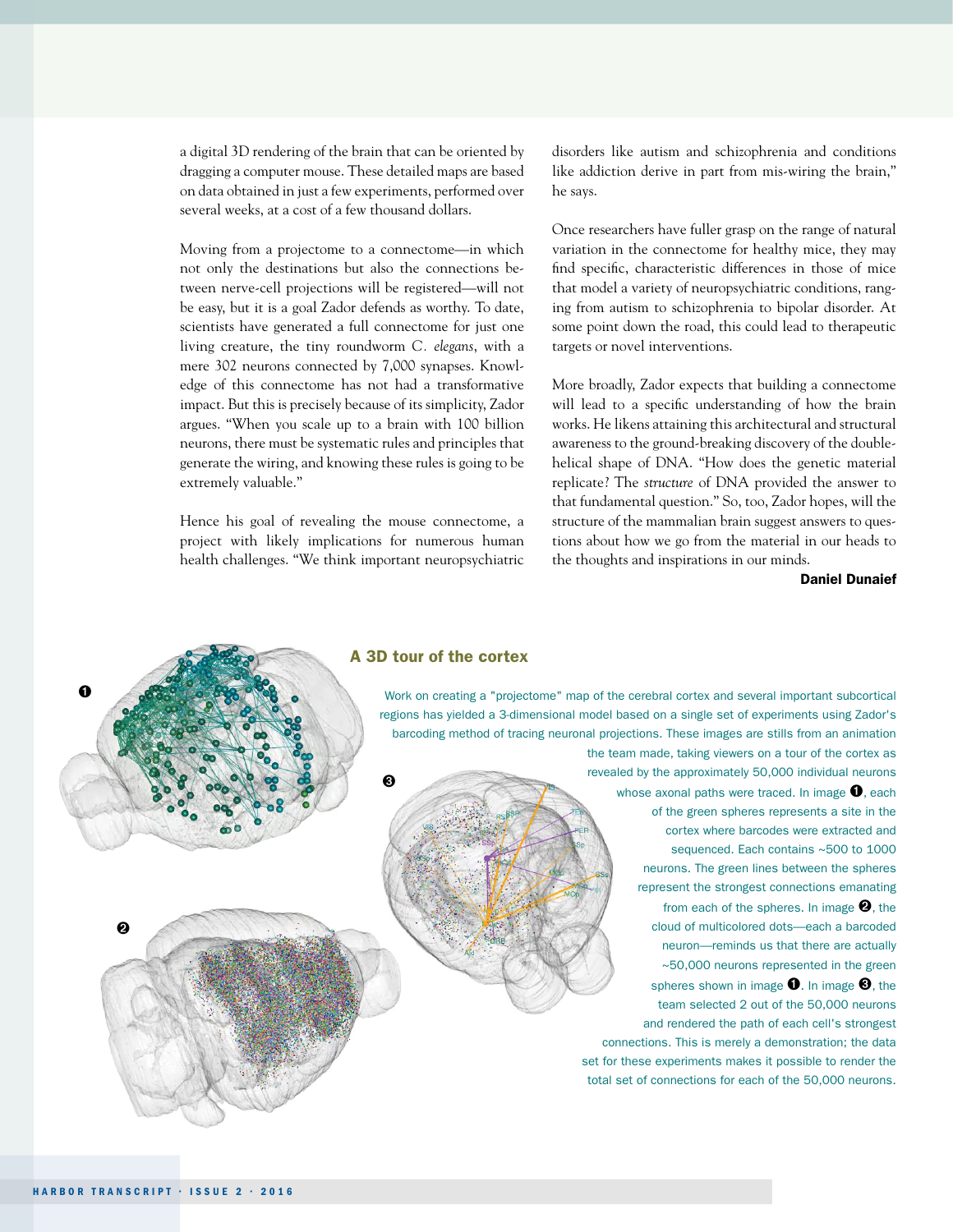a digital 3D rendering of the brain that can be oriented by dragging a computer mouse. These detailed maps are based on data obtained in just a few experiments, performed over several weeks, at a cost of a few thousand dollars.

Moving from a projectome to a connectome—in which not only the destinations but also the connections between nerve-cell projections will be registered—will not be easy, but it is a goal Zador defends as worthy. To date, scientists have generated a full connectome for just one living creature, the tiny roundworm *C. elegans*, with a mere 302 neurons connected by 7,000 synapses. Knowledge of this connectome has not had a transformative impact. But this is precisely because of its simplicity, Zador argues. "When you scale up to a brain with 100 billion neurons, there must be systematic rules and principles that generate the wiring, and knowing these rules is going to be extremely valuable."

Hence his goal of revealing the mouse connectome, a project with likely implications for numerous human health challenges. "We think important neuropsychiatric disorders like autism and schizophrenia and conditions like addiction derive in part from mis-wiring the brain," he says.

Once researchers have fuller grasp on the range of natural variation in the connectome for healthy mice, they may find specific, characteristic differences in those of mice that model a variety of neuropsychiatric conditions, ranging from autism to schizophrenia to bipolar disorder. At some point down the road, this could lead to therapeutic targets or novel interventions.

More broadly, Zador expects that building a connectome will lead to a specific understanding of how the brain works. He likens attaining this architectural and structural awareness to the ground-breaking discovery of the double-helical shape of DNA. "How does the genetic material replicate? The *structure* of DNA provided the answer to that fundamental question." So, too, Zador hopes, will the structure of the mammalian brain suggest answers to questions about how we go from the material in our heads to the thoughts and inspirations in our minds.

**Daniel Dunaief**

## A 3D tour of the cortex

Work on creating a "projectome" map of the cerebral cortex and several important subcortical regions has yielded a 3-dimensional model based on a single set of experiments using Zador's barcoding method of tracing neuronal projections. These images are stills from an animation the team made, taking viewers on a tour of the cortex as revealed by the approximately 50,000 individual neurons whose axonal paths were traced. In image ❶, each of the green spheres represents a site in the cortex where barcodes were extracted and sequenced. Each contains ~500 to 1000 neurons. The green lines between the spheres represent the strongest connections emanating from each of the spheres. In image ❷, the cloud of multicolored dots—each a barcoded neuron—reminds us that there are actually ~50,000 neurons represented in the green spheres shown in image ❶. In image ❸, the team selected 2 out of the 50,000 neurons and rendered the path of each cell's strongest connections. This is merely a demonstration; the data set for these experiments makes it possible to render the total set of connections for each of the 50,000 neurons.